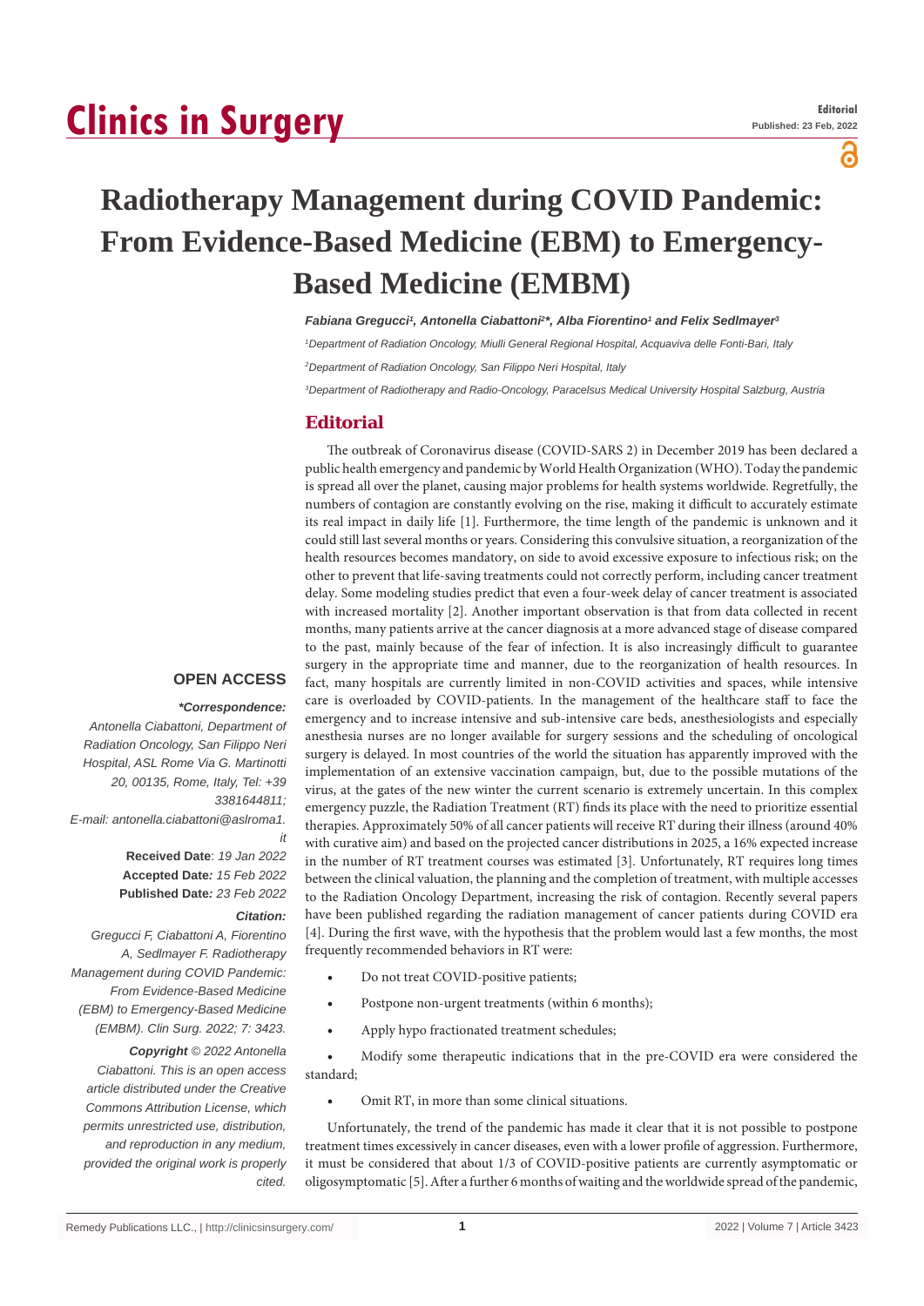# Clinics in Surgery

**Editorial**
**Published: 23 Feb, 2022**

# Radiotherapy Management during COVID Pandemic: From Evidence-Based Medicine (EBM) to Emergency-Based Medicine (EMBM)

*Fabiana Gregucci[1], Antonella Ciabattoni[2]\*, Alba Fiorentino[1] and Felix Sedlmayer[3]*

[1]Department of Radiation Oncology, Miulli General Regional Hospital, Acquaviva delle Fonti-Bari, Italy

[2]Department of Radiation Oncology, San Filippo Neri Hospital, Italy

[3]Department of Radiotherapy and Radio-Oncology, Paracelsus Medical University Hospital Salzburg, Austria

**OPEN ACCESS**

***Correspondence:***

*Antonella Ciabattoni, Department of Radiation Oncology, San Filippo Neri Hospital, ASL Rome Via G. Martinotti 20, 00135, Rome, Italy, Tel: +39 3381644811;*

*E-mail: antonella.ciabattoni@aslroma1.it*

**Received Date**: *19 Jan 2022*

**Accepted Date***: 15 Feb 2022*

**Published Date***: 23 Feb 2022*

***Citation:***

*Gregucci F, Ciabattoni A, Fiorentino A, Sedlmayer F. Radiotherapy Management during COVID Pandemic: From Evidence-Based Medicine (EBM) to Emergency-Based Medicine (EMBM). Clin Surg. 2022; 7: 3423.*

***Copyright** © 2022 Antonella Ciabattoni. This is an open access article distributed under the Creative Commons Attribution License, which permits unrestricted use, distribution, and reproduction in any medium, provided the original work is properly cited.*

## Editorial

The outbreak of Coronavirus disease (COVID-SARS 2) in December 2019 has been declared a public health emergency and pandemic by World Health Organization (WHO). Today the pandemic is spread all over the planet, causing major problems for health systems worldwide. Regretfully, the numbers of contagion are constantly evolving on the rise, making it difficult to accurately estimate its real impact in daily life [1]. Furthermore, the time length of the pandemic is unknown and it could still last several months or years. Considering this convulsive situation, a reorganization of the health resources becomes mandatory, on side to avoid excessive exposure to infectious risk; on the other to prevent that life-saving treatments could not correctly perform, including cancer treatment delay. Some modeling studies predict that even a four-week delay of cancer treatment is associated with increased mortality [2]. Another important observation is that from data collected in recent months, many patients arrive at the cancer diagnosis at a more advanced stage of disease compared to the past, mainly because of the fear of infection. It is also increasingly difficult to guarantee surgery in the appropriate time and manner, due to the reorganization of health resources. In fact, many hospitals are currently limited in non-COVID activities and spaces, while intensive care is overloaded by COVID-patients. In the management of the healthcare staff to face the emergency and to increase intensive and sub-intensive care beds, anesthesiologists and especially anesthesia nurses are no longer available for surgery sessions and the scheduling of oncological surgery is delayed. In most countries of the world the situation has apparently improved with the implementation of an extensive vaccination campaign, but, due to the possible mutations of the virus, at the gates of the new winter the current scenario is extremely uncertain. In this complex emergency puzzle, the Radiation Treatment (RT) finds its place with the need to prioritize essential therapies. Approximately 50% of all cancer patients will receive RT during their illness (around 40% with curative aim) and based on the projected cancer distributions in 2025, a 16% expected increase in the number of RT treatment courses was estimated [3]. Unfortunately, RT requires long times between the clinical valuation, the planning and the completion of treatment, with multiple accesses to the Radiation Oncology Department, increasing the risk of contagion. Recently several papers have been published regarding the radiation management of cancer patients during COVID era [4]. During the first wave, with the hypothesis that the problem would last a few months, the most frequently recommended behaviors in RT were:

- Do not treat COVID-positive patients;
- Postpone non-urgent treatments (within 6 months);
- Apply hypo fractionated treatment schedules;
- Modify some therapeutic indications that in the pre-COVID era were considered the standard;
- Omit RT, in more than some clinical situations.

Unfortunately, the trend of the pandemic has made it clear that it is not possible to postpone treatment times excessively in cancer diseases, even with a lower profile of aggression. Furthermore, it must be considered that about 1/3 of COVID-positive patients are currently asymptomatic or oligosymptomatic [5]. After a further 6 months of waiting and the worldwide spread of the pandemic,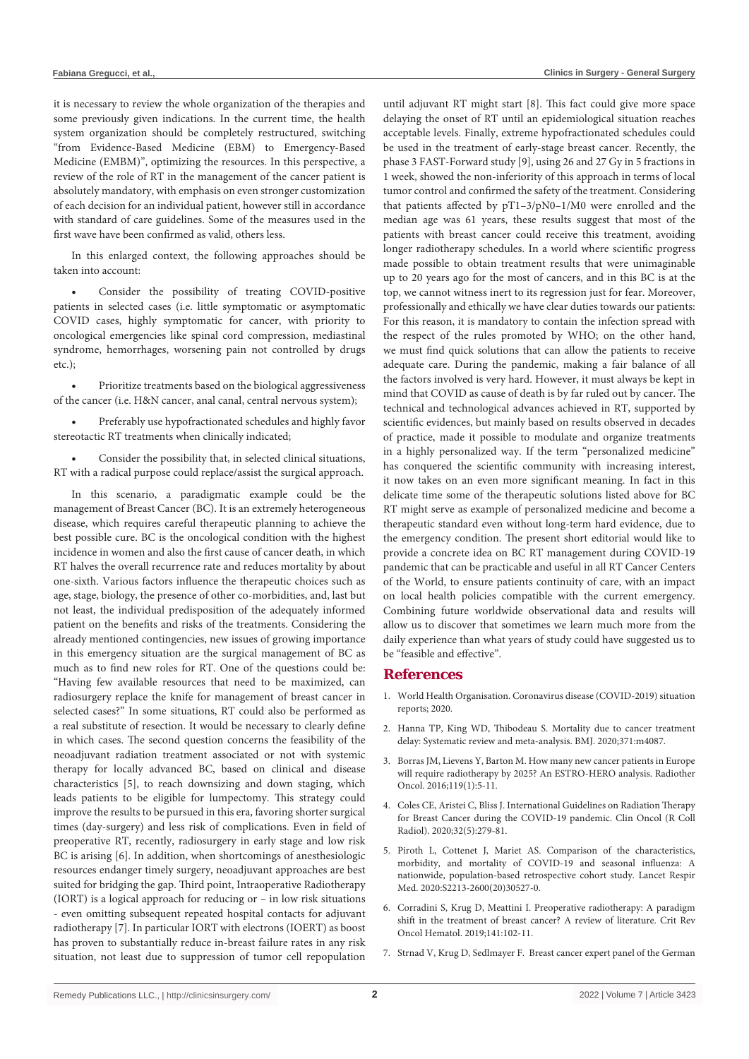it is necessary to review the whole organization of the therapies and some previously given indications. In the current time, the health system organization should be completely restructured, switching "from Evidence-Based Medicine (EBM) to Emergency-Based Medicine (EMBM)", optimizing the resources. In this perspective, a review of the role of RT in the management of the cancer patient is absolutely mandatory, with emphasis on even stronger customization of each decision for an individual patient, however still in accordance with standard of care guidelines. Some of the measures used in the first wave have been confirmed as valid, others less.

In this enlarged context, the following approaches should be taken into account:

- Consider the possibility of treating COVID-positive patients in selected cases (i.e. little symptomatic or asymptomatic COVID cases, highly symptomatic for cancer, with priority to oncological emergencies like spinal cord compression, mediastinal syndrome, hemorrhages, worsening pain not controlled by drugs etc.);
- Prioritize treatments based on the biological aggressiveness of the cancer (i.e. H&N cancer, anal canal, central nervous system);
- Preferably use hypofractionated schedules and highly favor stereotactic RT treatments when clinically indicated;
- Consider the possibility that, in selected clinical situations, RT with a radical purpose could replace/assist the surgical approach.

In this scenario, a paradigmatic example could be the management of Breast Cancer (BC). It is an extremely heterogeneous disease, which requires careful therapeutic planning to achieve the best possible cure. BC is the oncological condition with the highest incidence in women and also the first cause of cancer death, in which RT halves the overall recurrence rate and reduces mortality by about one-sixth. Various factors influence the therapeutic choices such as age, stage, biology, the presence of other co-morbidities, and, last but not least, the individual predisposition of the adequately informed patient on the benefits and risks of the treatments. Considering the already mentioned contingencies, new issues of growing importance in this emergency situation are the surgical management of BC as much as to find new roles for RT. One of the questions could be: "Having few available resources that need to be maximized, can radiosurgery replace the knife for management of breast cancer in selected cases?" In some situations, RT could also be performed as a real substitute of resection. It would be necessary to clearly define in which cases. The second question concerns the feasibility of the neoadjuvant radiation treatment associated or not with systemic therapy for locally advanced BC, based on clinical and disease characteristics [5], to reach downsizing and down staging, which leads patients to be eligible for lumpectomy. This strategy could improve the results to be pursued in this era, favoring shorter surgical times (day-surgery) and less risk of complications. Even in field of preoperative RT, recently, radiosurgery in early stage and low risk BC is arising [6]. In addition, when shortcomings of anesthesiologic resources endanger timely surgery, neoadjuvant approaches are best suited for bridging the gap. Third point, Intraoperative Radiotherapy (IORT) is a logical approach for reducing or – in low risk situations - even omitting subsequent repeated hospital contacts for adjuvant radiotherapy [7]. In particular IORT with electrons (IOERT) as boost has proven to substantially reduce in-breast failure rates in any risk situation, not least due to suppression of tumor cell repopulation until adjuvant RT might start [8]. This fact could give more space delaying the onset of RT until an epidemiological situation reaches acceptable levels. Finally, extreme hypofractionated schedules could be used in the treatment of early-stage breast cancer. Recently, the phase 3 FAST-Forward study [9], using 26 and 27 Gy in 5 fractions in 1 week, showed the non-inferiority of this approach in terms of local tumor control and confirmed the safety of the treatment. Considering that patients affected by pT1–3/pN0–1/M0 were enrolled and the median age was 61 years, these results suggest that most of the patients with breast cancer could receive this treatment, avoiding longer radiotherapy schedules. In a world where scientific progress made possible to obtain treatment results that were unimaginable up to 20 years ago for the most of cancers, and in this BC is at the top, we cannot witness inert to its regression just for fear. Moreover, professionally and ethically we have clear duties towards our patients: For this reason, it is mandatory to contain the infection spread with the respect of the rules promoted by WHO; on the other hand, we must find quick solutions that can allow the patients to receive adequate care. During the pandemic, making a fair balance of all the factors involved is very hard. However, it must always be kept in mind that COVID as cause of death is by far ruled out by cancer. The technical and technological advances achieved in RT, supported by scientific evidences, but mainly based on results observed in decades of practice, made it possible to modulate and organize treatments in a highly personalized way. If the term "personalized medicine" has conquered the scientific community with increasing interest, it now takes on an even more significant meaning. In fact in this delicate time some of the therapeutic solutions listed above for BC RT might serve as example of personalized medicine and become a therapeutic standard even without long-term hard evidence, due to the emergency condition. The present short editorial would like to provide a concrete idea on BC RT management during COVID-19 pandemic that can be practicable and useful in all RT Cancer Centers of the World, to ensure patients continuity of care, with an impact on local health policies compatible with the current emergency. Combining future worldwide observational data and results will allow us to discover that sometimes we learn much more from the daily experience than what years of study could have suggested us to be "feasible and effective".

## References

1. World Health Organisation. Coronavirus disease (COVID-2019) situation reports; 2020.
2. Hanna TP, King WD, Thibodeau S. Mortality due to cancer treatment delay: Systematic review and meta-analysis. BMJ. 2020;371:m4087.
3. Borras JM, Lievens Y, Barton M. How many new cancer patients in Europe will require radiotherapy by 2025? An ESTRO-HERO analysis. Radiother Oncol. 2016;119(1):5-11.
4. Coles CE, Aristei C, Bliss J. International Guidelines on Radiation Therapy for Breast Cancer during the COVID-19 pandemic. Clin Oncol (R Coll Radiol). 2020;32(5):279-81.
5. Piroth L, Cottenet J, Mariet AS. Comparison of the characteristics, morbidity, and mortality of COVID-19 and seasonal influenza: A nationwide, population-based retrospective cohort study. Lancet Respir Med. 2020:S2213-2600(20)30527-0.
6. Corradini S, Krug D, Meattini I. Preoperative radiotherapy: A paradigm shift in the treatment of breast cancer? A review of literature. Crit Rev Oncol Hematol. 2019;141:102-11.
7. Strnad V, Krug D, Sedlmayer F. Breast cancer expert panel of the German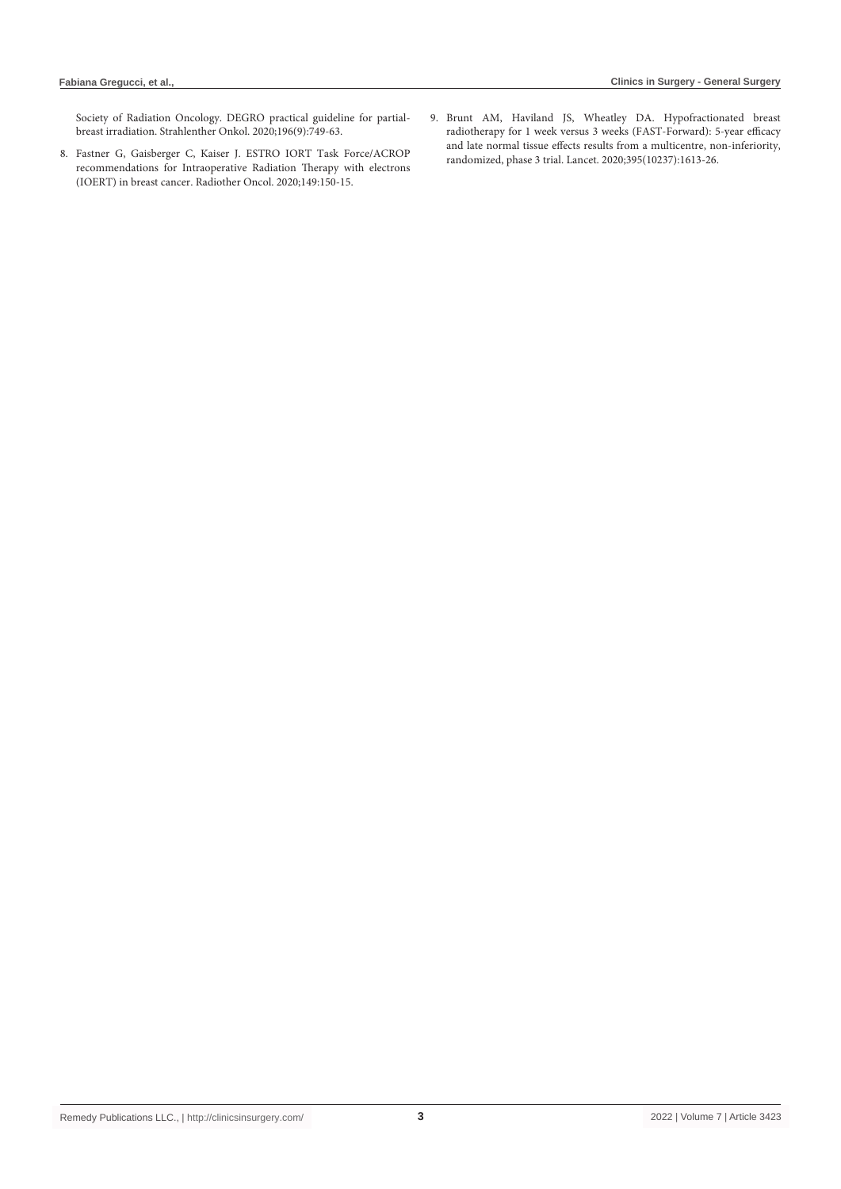Society of Radiation Oncology. DEGRO practical guideline for partial-breast irradiation. Strahlenther Onkol. 2020;196(9):749-63.

8. Fastner G, Gaisberger C, Kaiser J. ESTRO IORT Task Force/ACROP recommendations for Intraoperative Radiation Therapy with electrons (IOERT) in breast cancer. Radiother Oncol. 2020;149:150-15.

9. Brunt AM, Haviland JS, Wheatley DA. Hypofractionated breast radiotherapy for 1 week versus 3 weeks (FAST-Forward): 5-year efficacy and late normal tissue effects results from a multicentre, non-inferiority, randomized, phase 3 trial. Lancet. 2020;395(10237):1613-26.